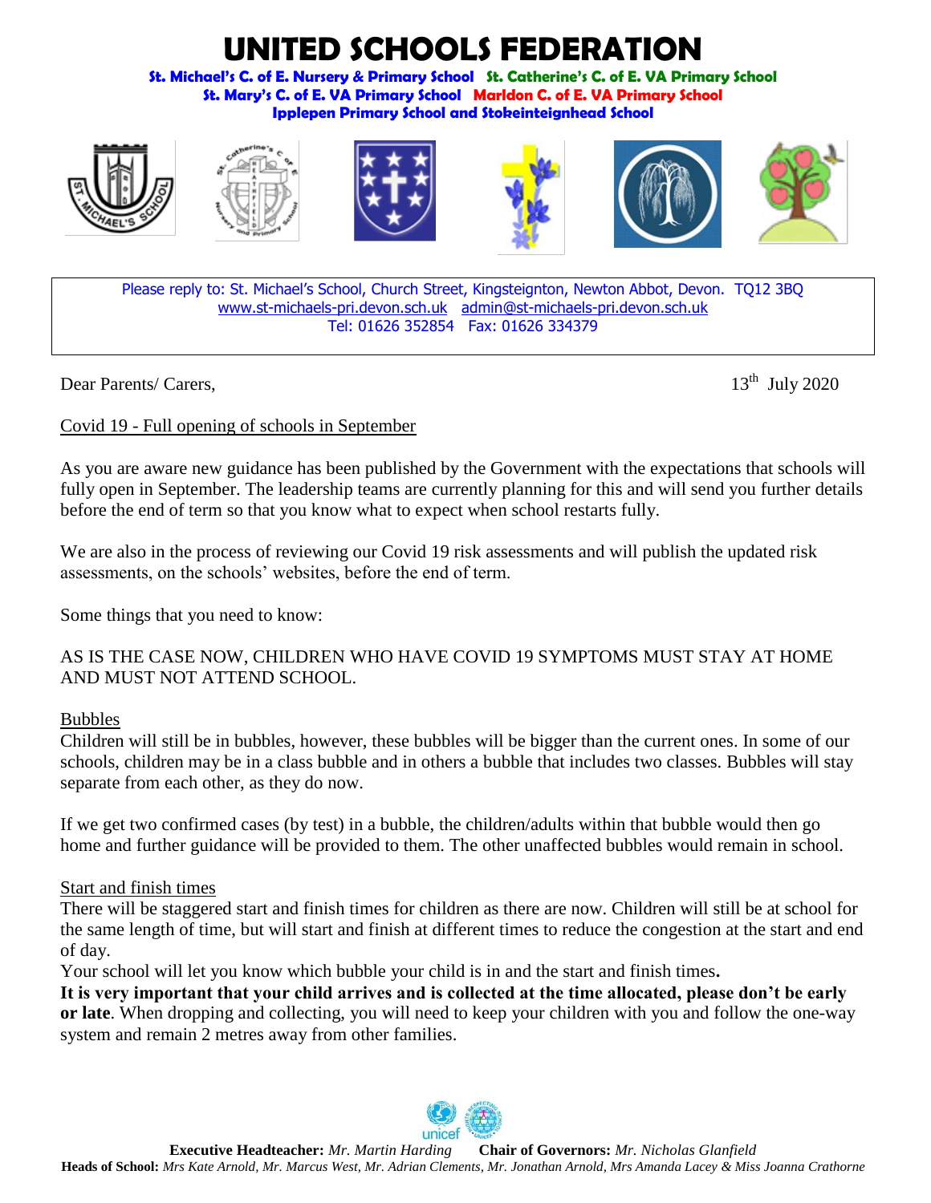# UNITED SCHOOLS FEDERATION

**St. Michael's C. of E. Nursery & Primary School St. Catherine's C. of E. VA Primary School**
**St. Mary's C. of E. VA Primary School Marldon C. of E. VA Primary School**
**Ipplepen Primary School and Stokeinteignhead School**

Please reply to: St. Michael's School, Church Street, Kingsteignton, Newton Abbot, Devon. TQ12 3BQ
www.st-michaels-pri.devon.sch.uk admin@st-michaels-pri.devon.sch.uk
Tel: 01626 352854 Fax: 01626 334379

Dear Parents/ Carers,

13th July 2020

Covid 19 - Full opening of schools in September

As you are aware new guidance has been published by the Government with the expectations that schools will fully open in September. The leadership teams are currently planning for this and will send you further details before the end of term so that you know what to expect when school restarts fully.

We are also in the process of reviewing our Covid 19 risk assessments and will publish the updated risk assessments, on the schools' websites, before the end of term.

Some things that you need to know:

AS IS THE CASE NOW, CHILDREN WHO HAVE COVID 19 SYMPTOMS MUST STAY AT HOME AND MUST NOT ATTEND SCHOOL.

Bubbles

Children will still be in bubbles, however, these bubbles will be bigger than the current ones. In some of our schools, children may be in a class bubble and in others a bubble that includes two classes. Bubbles will stay separate from each other, as they do now.

If we get two confirmed cases (by test) in a bubble, the children/adults within that bubble would then go home and further guidance will be provided to them. The other unaffected bubbles would remain in school.

Start and finish times

There will be staggered start and finish times for children as there are now. Children will still be at school for the same length of time, but will start and finish at different times to reduce the congestion at the start and end of day.

Your school will let you know which bubble your child is in and the start and finish times.

**It is very important that your child arrives and is collected at the time allocated, please don't be early or late**. When dropping and collecting, you will need to keep your children with you and follow the one-way system and remain 2 metres away from other families.

**Executive Headteacher:** *Mr. Martin Harding* **Chair of Governors:** *Mr. Nicholas Glanfield*
**Heads of School:** *Mrs Kate Arnold, Mr. Marcus West, Mr. Adrian Clements, Mr. Jonathan Arnold, Mrs Amanda Lacey & Miss Joanna Crathorne*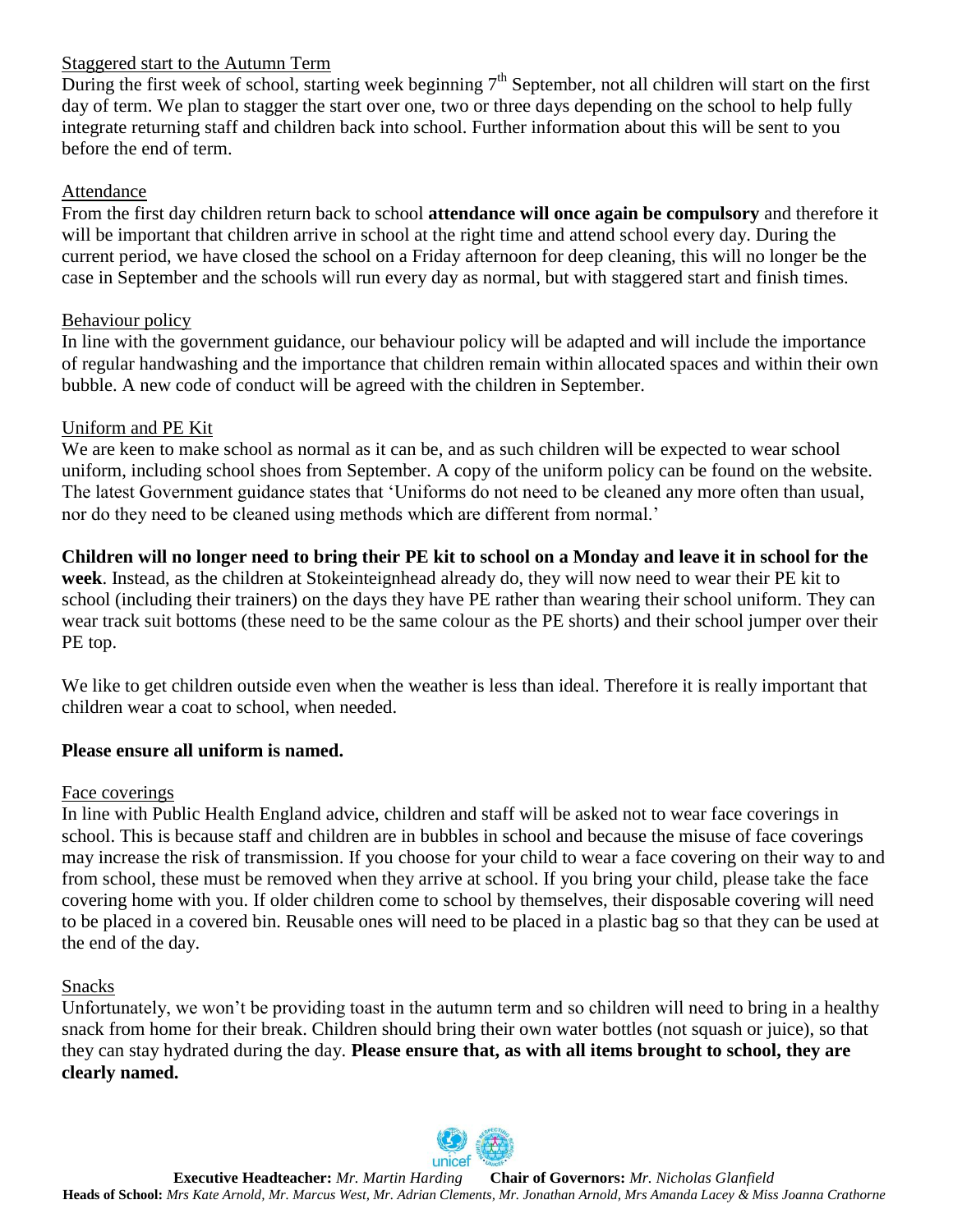## Staggered start to the Autumn Term

During the first week of school, starting week beginning 7th September, not all children will start on the first day of term. We plan to stagger the start over one, two or three days depending on the school to help fully integrate returning staff and children back into school. Further information about this will be sent to you before the end of term.

## Attendance

From the first day children return back to school **attendance will once again be compulsory** and therefore it will be important that children arrive in school at the right time and attend school every day. During the current period, we have closed the school on a Friday afternoon for deep cleaning, this will no longer be the case in September and the schools will run every day as normal, but with staggered start and finish times.

## Behaviour policy

In line with the government guidance, our behaviour policy will be adapted and will include the importance of regular handwashing and the importance that children remain within allocated spaces and within their own bubble. A new code of conduct will be agreed with the children in September.

## Uniform and PE Kit

We are keen to make school as normal as it can be, and as such children will be expected to wear school uniform, including school shoes from September. A copy of the uniform policy can be found on the website. The latest Government guidance states that 'Uniforms do not need to be cleaned any more often than usual, nor do they need to be cleaned using methods which are different from normal.'

**Children will no longer need to bring their PE kit to school on a Monday and leave it in school for the week**. Instead, as the children at Stokeinteignhead already do, they will now need to wear their PE kit to school (including their trainers) on the days they have PE rather than wearing their school uniform. They can wear track suit bottoms (these need to be the same colour as the PE shorts) and their school jumper over their PE top.

We like to get children outside even when the weather is less than ideal. Therefore it is really important that children wear a coat to school, when needed.

**Please ensure all uniform is named.**

## Face coverings

In line with Public Health England advice, children and staff will be asked not to wear face coverings in school. This is because staff and children are in bubbles in school and because the misuse of face coverings may increase the risk of transmission. If you choose for your child to wear a face covering on their way to and from school, these must be removed when they arrive at school. If you bring your child, please take the face covering home with you. If older children come to school by themselves, their disposable covering will need to be placed in a covered bin. Reusable ones will need to be placed in a plastic bag so that they can be used at the end of the day.

## Snacks

Unfortunately, we won't be providing toast in the autumn term and so children will need to bring in a healthy snack from home for their break. Children should bring their own water bottles (not squash or juice), so that they can stay hydrated during the day. **Please ensure that, as with all items brought to school, they are clearly named.**

**Executive Headteacher:** *Mr. Martin Harding* **Chair of Governors:** *Mr. Nicholas Glanfield*
**Heads of School:** *Mrs Kate Arnold, Mr. Marcus West, Mr. Adrian Clements, Mr. Jonathan Arnold, Mrs Amanda Lacey & Miss Joanna Crathorne*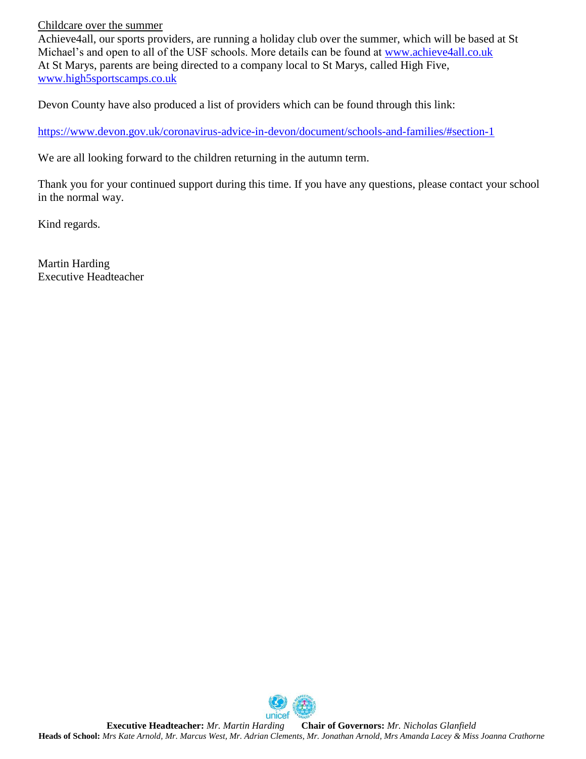Childcare over the summer

Achieve4all, our sports providers, are running a holiday club over the summer, which will be based at St Michael's and open to all of the USF schools. More details can be found at www.achieve4all.co.uk
At St Marys, parents are being directed to a company local to St Marys, called High Five, www.high5sportscamps.co.uk

Devon County have also produced a list of providers which can be found through this link:

https://www.devon.gov.uk/coronavirus-advice-in-devon/document/schools-and-families/#section-1

We are all looking forward to the children returning in the autumn term.

Thank you for your continued support during this time. If you have any questions, please contact your school in the normal way.

Kind regards.

Martin Harding
Executive Headteacher

**Executive Headteacher:** *Mr. Martin Harding* **Chair of Governors:** *Mr. Nicholas Glanfield*
**Heads of School:** *Mrs Kate Arnold, Mr. Marcus West, Mr. Adrian Clements, Mr. Jonathan Arnold, Mrs Amanda Lacey & Miss Joanna Crathorne*